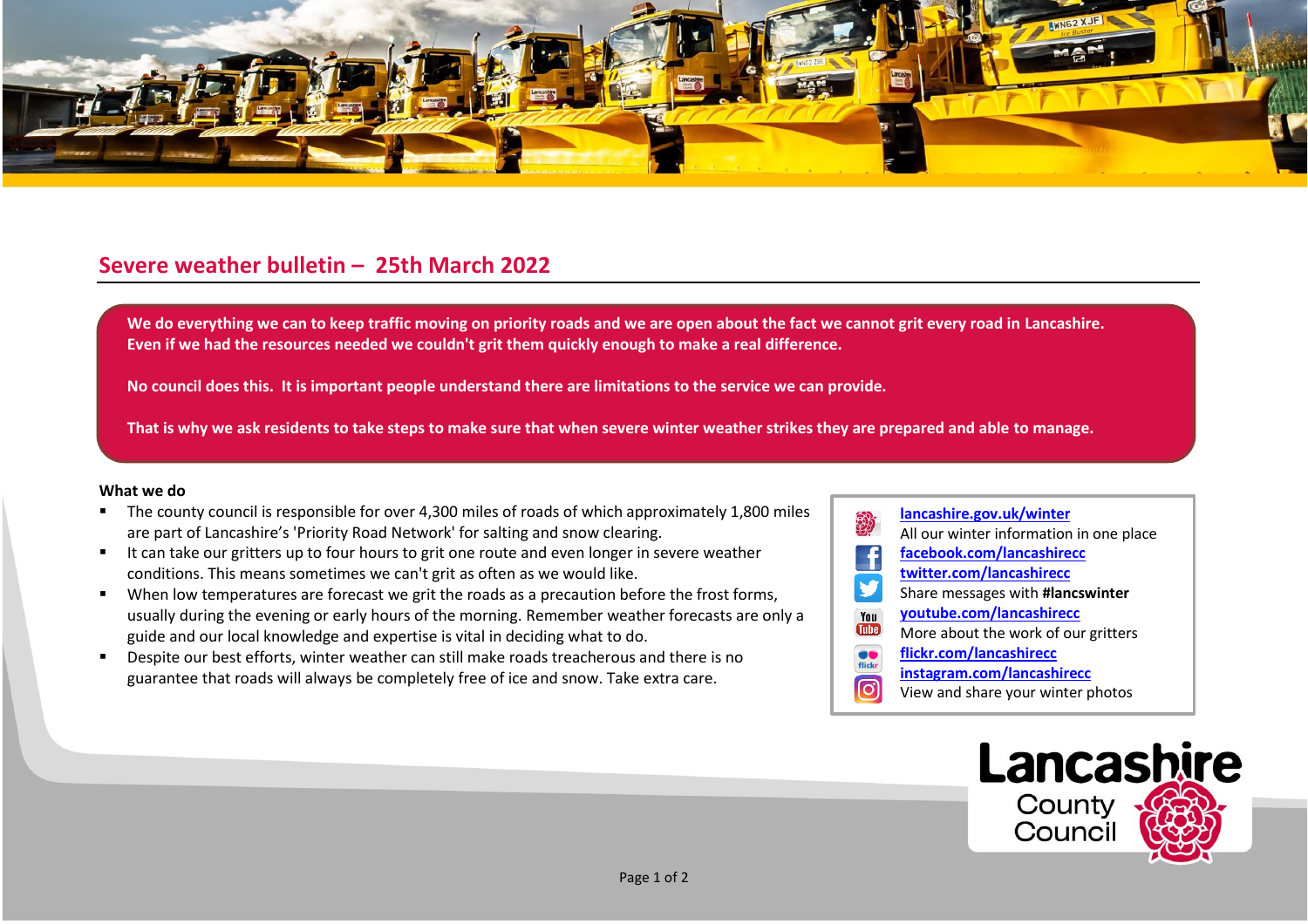## Severe weather bulletin – 25th March 2022

**We do everything we can to keep traffic moving on priority roads and we are open about the fact we cannot grit every road in Lancashire. Even if we had the resources needed we couldn't grit them quickly enough to make a real difference.**

**No council does this. It is important people understand there are limitations to the service we can provide.**

**That is why we ask residents to take steps to make sure that when severe winter weather strikes they are prepared and able to manage.**

**What we do**

- The county council is responsible for over 4,300 miles of roads of which approximately 1,800 miles are part of Lancashire's 'Priority Road Network' for salting and snow clearing.
- It can take our gritters up to four hours to grit one route and even longer in severe weather conditions. This means sometimes we can't grit as often as we would like.
- When low temperatures are forecast we grit the roads as a precaution before the frost forms, usually during the evening or early hours of the morning. Remember weather forecasts are only a guide and our local knowledge and expertise is vital in deciding what to do.
- Despite our best efforts, winter weather can still make roads treacherous and there is no guarantee that roads will always be completely free of ice and snow. Take extra care.

**lancashire.gov.uk/winter**
All our winter information in one place
**facebook.com/lancashirecc**
**twitter.com/lancashirecc**
Share messages with **#lancswinter**
**youtube.com/lancashirecc**
More about the work of our gritters
**flickr.com/lancashirecc**
**instagram.com/lancashirecc**
View and share your winter photos

Lancashire County Council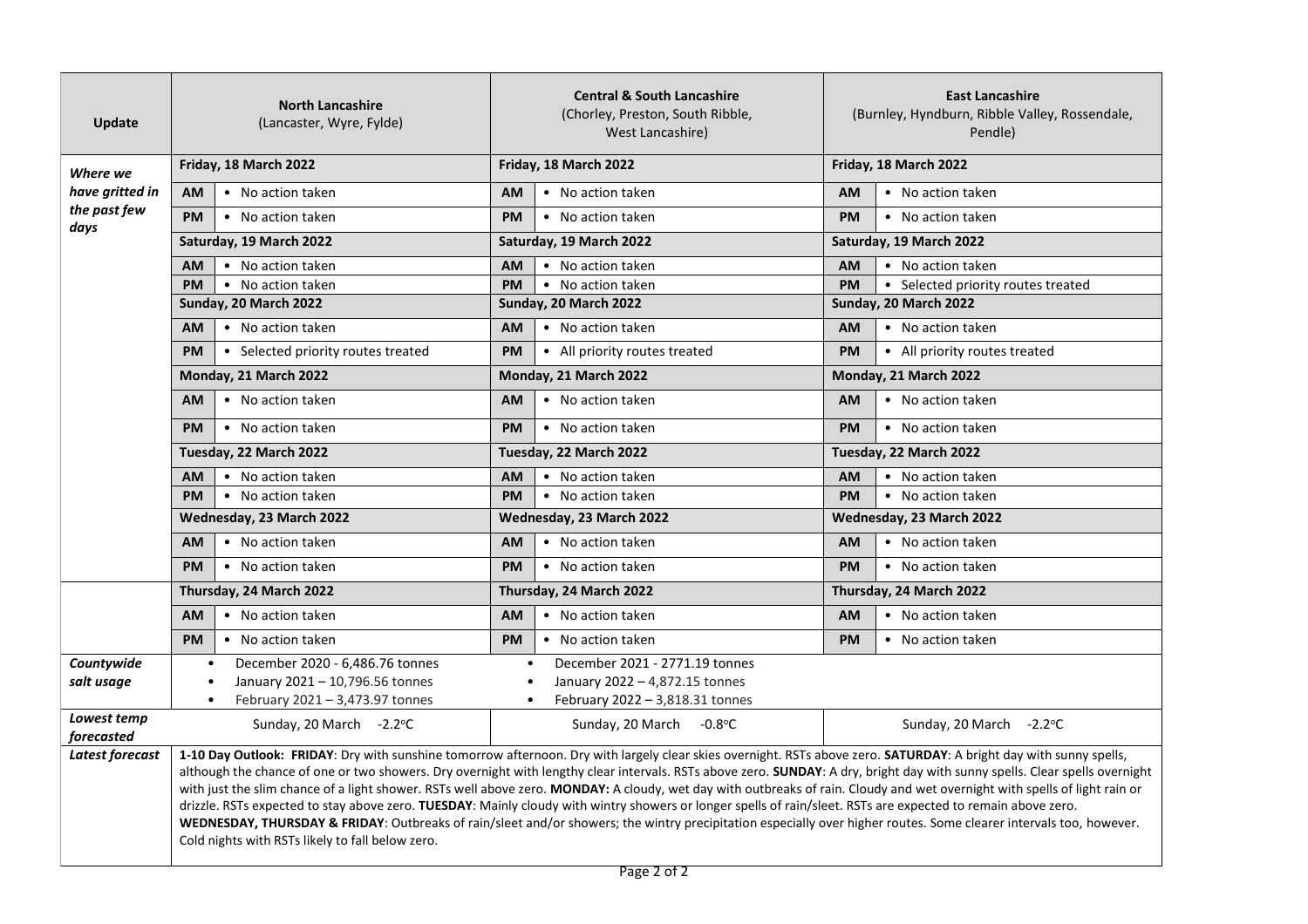| Update | North Lancashire (Lancaster, Wyre, Fylde) | | Central & South Lancashire (Chorley, Preston, South Ribble, West Lancashire) | | East Lancashire (Burnley, Hyndburn, Ribble Valley, Rossendale, Pendle) | |
|---|---|---|---|---|---|---|
| ***Where we have gritted in the past few days*** | **Friday, 18 March 2022** | | **Friday, 18 March 2022** | | **Friday, 18 March 2022** | |
| | **AM** | • No action taken | **AM** | • No action taken | **AM** | • No action taken |
| | **PM** | • No action taken | **PM** | • No action taken | **PM** | • No action taken |
| | **Saturday, 19 March 2022** | | **Saturday, 19 March 2022** | | **Saturday, 19 March 2022** | |
| | **AM** | • No action taken | **AM** | • No action taken | **AM** | • No action taken |
| | **PM** | • No action taken | **PM** | • No action taken | **PM** | • Selected priority routes treated |
| | **Sunday, 20 March 2022** | | **Sunday, 20 March 2022** | | **Sunday, 20 March 2022** | |
| | **AM** | • No action taken | **AM** | • No action taken | **AM** | • No action taken |
| | **PM** | • Selected priority routes treated | **PM** | • All priority routes treated | **PM** | • All priority routes treated |
| | **Monday, 21 March 2022** | | **Monday, 21 March 2022** | | **Monday, 21 March 2022** | |
| | **AM** | • No action taken | **AM** | • No action taken | **AM** | • No action taken |
| | **PM** | • No action taken | **PM** | • No action taken | **PM** | • No action taken |
| | **Tuesday, 22 March 2022** | | **Tuesday, 22 March 2022** | | **Tuesday, 22 March 2022** | |
| | **AM** | • No action taken | **AM** | • No action taken | **AM** | • No action taken |
| | **PM** | • No action taken | **PM** | • No action taken | **PM** | • No action taken |
| | **Wednesday, 23 March 2022** | | **Wednesday, 23 March 2022** | | **Wednesday, 23 March 2022** | |
| | **AM** | • No action taken | **AM** | • No action taken | **AM** | • No action taken |
| | **PM** | • No action taken | **PM** | • No action taken | **PM** | • No action taken |
| | **Thursday, 24 March 2022** | | **Thursday, 24 March 2022** | | **Thursday, 24 March 2022** | |
| | **AM** | • No action taken | **AM** | • No action taken | **AM** | • No action taken |
| | **PM** | • No action taken | **PM** | • No action taken | **PM** | • No action taken |
| ***Countywide salt usage*** | • December 2020 - 6,486.76 tonnes<br>• January 2021 – 10,796.56 tonnes<br>• February 2021 – 3,473.97 tonnes | | • December 2021 - 2771.19 tonnes<br>• January 2022 – 4,872.15 tonnes<br>• February 2022 – 3,818.31 tonnes | | | |
| ***Lowest temp forecasted*** | Sunday, 20 March -2.2°C | | Sunday, 20 March -0.8°C | | Sunday, 20 March -2.2°C | |
| ***Latest forecast*** | **1-10 Day Outlook: FRIDAY**: Dry with sunshine tomorrow afternoon. Dry with largely clear skies overnight. RSTs above zero. **SATURDAY**: A bright day with sunny spells, although the chance of one or two showers. Dry overnight with lengthy clear intervals. RSTs above zero. **SUNDAY**: A dry, bright day with sunny spells. Clear spells overnight with just the slim chance of a light shower. RSTs well above zero. **MONDAY:** A cloudy, wet day with outbreaks of rain. Cloudy and wet overnight with spells of light rain or drizzle. RSTs expected to stay above zero. **TUESDAY**: Mainly cloudy with wintry showers or longer spells of rain/sleet. RSTs are expected to remain above zero. **WEDNESDAY, THURSDAY & FRIDAY**: Outbreaks of rain/sleet and/or showers; the wintry precipitation especially over higher routes. Some clearer intervals too, however. Cold nights with RSTs likely to fall below zero. | | | | | |